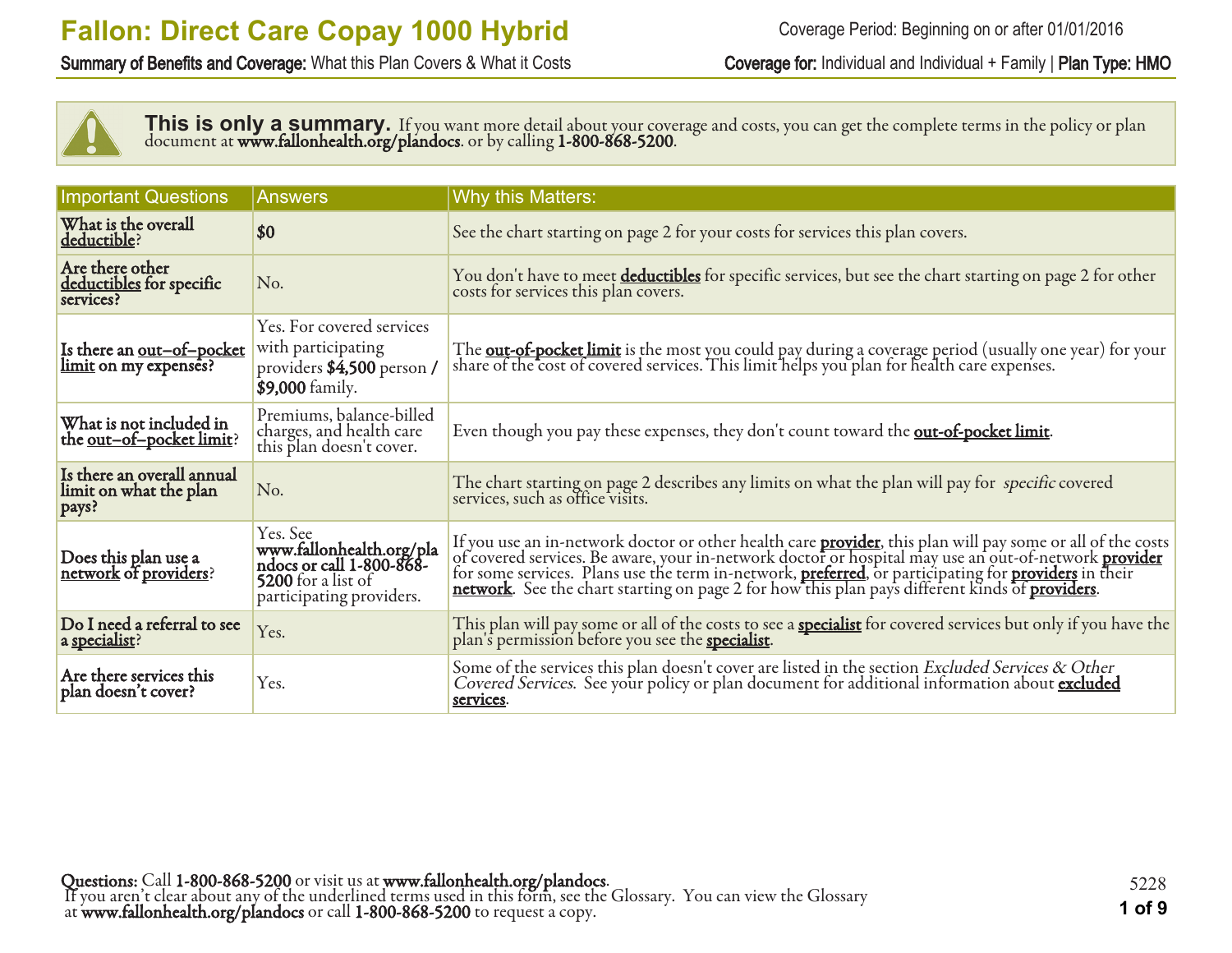# Fallon: Direct Care Copay 1000 Hybrid

**Summary of Benefits and Coverage:** What this Plan Covers & What it Costs

Coverage Period: Beginning on or after 01/01/2016

**Coverage for:** Individual and Individual + Family | **Plan Type: HMO**

**This is only a summary.** If you want more detail about your coverage and costs, you can get the complete terms in the policy or plan document at **www.fallonhealth.org/plandocs**. or by calling **1-800-868-5200**.

| Important Questions | Answers | Why this Matters: |
|---|---|---|
| **What is the overall deductible?** | **$0** | See the chart starting on page 2 for your costs for services this plan covers. |
| **Are there other deductibles for specific services?** | No. | You don't have to meet **deductibles** for specific services, but see the chart starting on page 2 for other costs for services this plan covers. |
| **Is there an out–of–pocket limit on my expenses?** | Yes. For covered services with participating providers **$4,500** person **/ $9,000** family. | The **out-of-pocket limit** is the most you could pay during a coverage period (usually one year) for your share of the cost of covered services. This limit helps you plan for health care expenses. |
| **What is not included in the out–of–pocket limit?** | Premiums, balance-billed charges, and health care this plan doesn't cover. | Even though you pay these expenses, they don't count toward the **out-of-pocket limit**. |
| **Is there an overall annual limit on what the plan pays?** | No. | The chart starting on page 2 describes any limits on what the plan will pay for *specific* covered services, such as office visits. |
| **Does this plan use a network of providers?** | Yes. See **www.fallonhealth.org/plandocs or call 1-800-868-5200** for a list of participating providers. | If you use an in-network doctor or other health care **provider**, this plan will pay some or all of the costs of covered services. Be aware, your in-network doctor or hospital may use an out-of-network **provider** for some services. Plans use the term in-network, **preferred**, or participating for **providers** in their **network**. See the chart starting on page 2 for how this plan pays different kinds of **providers**. |
| **Do I need a referral to see a specialist?** | Yes. | This plan will pay some or all of the costs to see a **specialist** for covered services but only if you have the plan's permission before you see the **specialist**. |
| **Are there services this plan doesn't cover?** | Yes. | Some of the services this plan doesn't cover are listed in the section *Excluded Services & Other Covered Services*. See your policy or plan document for additional information about **excluded services**. |

**Questions:** Call **1-800-868-5200** or visit us at **www.fallonhealth.org/plandocs**.
If you aren't clear about any of the underlined terms used in this form, see the Glossary. You can view the Glossary at **www.fallonhealth.org/plandocs** or call **1-800-868-5200** to request a copy.

5228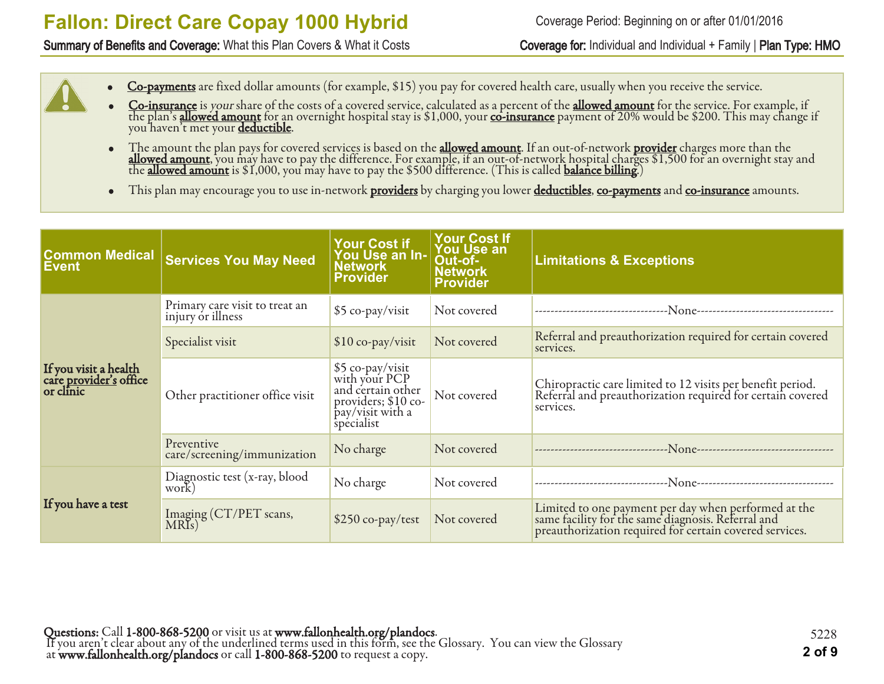**Fallon: Direct Care Copay 1000 Hybrid**

Coverage Period: Beginning on or after 01/01/2016

**Summary of Benefits and Coverage:** What this Plan Covers & What it Costs

**Coverage for:** Individual and Individual + Family | **Plan Type: HMO**

- **Co-payments** are fixed dollar amounts (for example, $15) you pay for covered health care, usually when you receive the service.
- **Co-insurance** is *your* share of the costs of a covered service, calculated as a percent of the **allowed amount** for the service. For example, if the plan's **allowed amount** for an overnight hospital stay is $1,000, your **co-insurance** payment of 20% would be $200. This may change if you haven't met your **deductible**.
- The amount the plan pays for covered services is based on the **allowed amount**. If an out-of-network **provider** charges more than the **allowed amount**, you may have to pay the difference. For example, if an out-of-network hospital charges $1,500 for an overnight stay and the **allowed amount** is $1,000, you may have to pay the $500 difference. (This is called **balance billing**.)
- This plan may encourage you to use in-network **providers** by charging you lower **deductibles**, **co-payments** and **co-insurance** amounts.

| Common Medical Event | Services You May Need | Your Cost if You Use an In-Network Provider | Your Cost If You Use an Out-of-Network Provider | Limitations & Exceptions |
|---|---|---|---|---|
| **If you visit a health care provider's office or clinic** | Primary care visit to treat an injury or illness | $5 co-pay/visit | Not covered | ---None--- |
| | Specialist visit | $10 co-pay/visit | Not covered | Referral and preauthorization required for certain covered services. |
| | Other practitioner office visit | $5 co-pay/visit with your PCP and certain other providers; $10 co-pay/visit with a specialist | Not covered | Chiropractic care limited to 12 visits per benefit period. Referral and preauthorization required for certain covered services. |
| | Preventive care/screening/immunization | No charge | Not covered | ---None--- |
| **If you have a test** | Diagnostic test (x-ray, blood work) | No charge | Not covered | ---None--- |
| | Imaging (CT/PET scans, MRIs) | $250 co-pay/test | Not covered | Limited to one payment per day when performed at the same facility for the same diagnosis. Referral and preauthorization required for certain covered services. |

**Questions:** Call **1-800-868-5200** or visit us at **www.fallonhealth.org/plandocs**.
If you aren't clear about any of the underlined terms used in this form, see the Glossary. You can view the Glossary at **www.fallonhealth.org/plandocs** or call **1-800-868-5200** to request a copy.

5228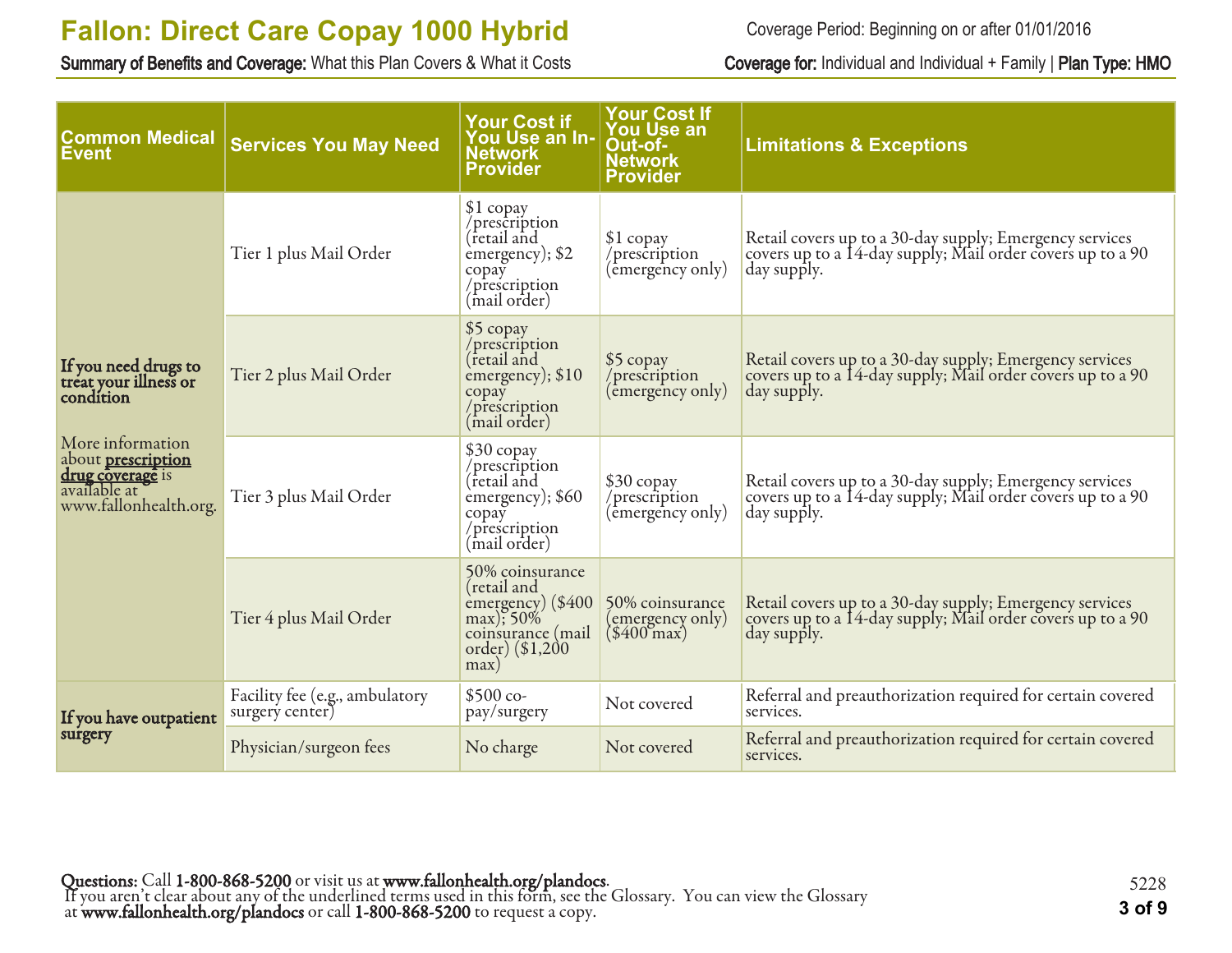| Common Medical Event | Services You May Need | Your Cost if You Use an In-Network Provider | Your Cost If You Use an Out-of-Network Provider | Limitations & Exceptions |
|---|---|---|---|---|
| **If you need drugs to treat your illness or condition**<br><br>More information about **prescription drug coverage** is available at www.fallonhealth.org. | Tier 1 plus Mail Order | $1 copay /prescription (retail and emergency); $2 copay /prescription (mail order) | $1 copay /prescription (emergency only) | Retail covers up to a 30-day supply; Emergency services covers up to a 14-day supply; Mail order covers up to a 90 day supply. |
| | Tier 2 plus Mail Order | $5 copay /prescription (retail and emergency); $10 copay /prescription (mail order) | $5 copay /prescription (emergency only) | Retail covers up to a 30-day supply; Emergency services covers up to a 14-day supply; Mail order covers up to a 90 day supply. |
| | Tier 3 plus Mail Order | $30 copay /prescription (retail and emergency); $60 copay /prescription (mail order) | $30 copay /prescription (emergency only) | Retail covers up to a 30-day supply; Emergency services covers up to a 14-day supply; Mail order covers up to a 90 day supply. |
| | Tier 4 plus Mail Order | 50% coinsurance (retail and emergency) ($400 max); 50% coinsurance (mail order) ($1,200 max) | 50% coinsurance (emergency only) ($400 max) | Retail covers up to a 30-day supply; Emergency services covers up to a 14-day supply; Mail order covers up to a 90 day supply. |
| **If you have outpatient surgery** | Facility fee (e.g., ambulatory surgery center) | $500 co-pay/surgery | Not covered | Referral and preauthorization required for certain covered services. |
| | Physician/surgeon fees | No charge | Not covered | Referral and preauthorization required for certain covered services. |

**Questions:** Call **1-800-868-5200** or visit us at **www.fallonhealth.org/plandocs**.
If you aren't clear about any of the underlined terms used in this form, see the Glossary. You can view the Glossary at **www.fallonhealth.org/plandocs** or call **1-800-868-5200** to request a copy.

5228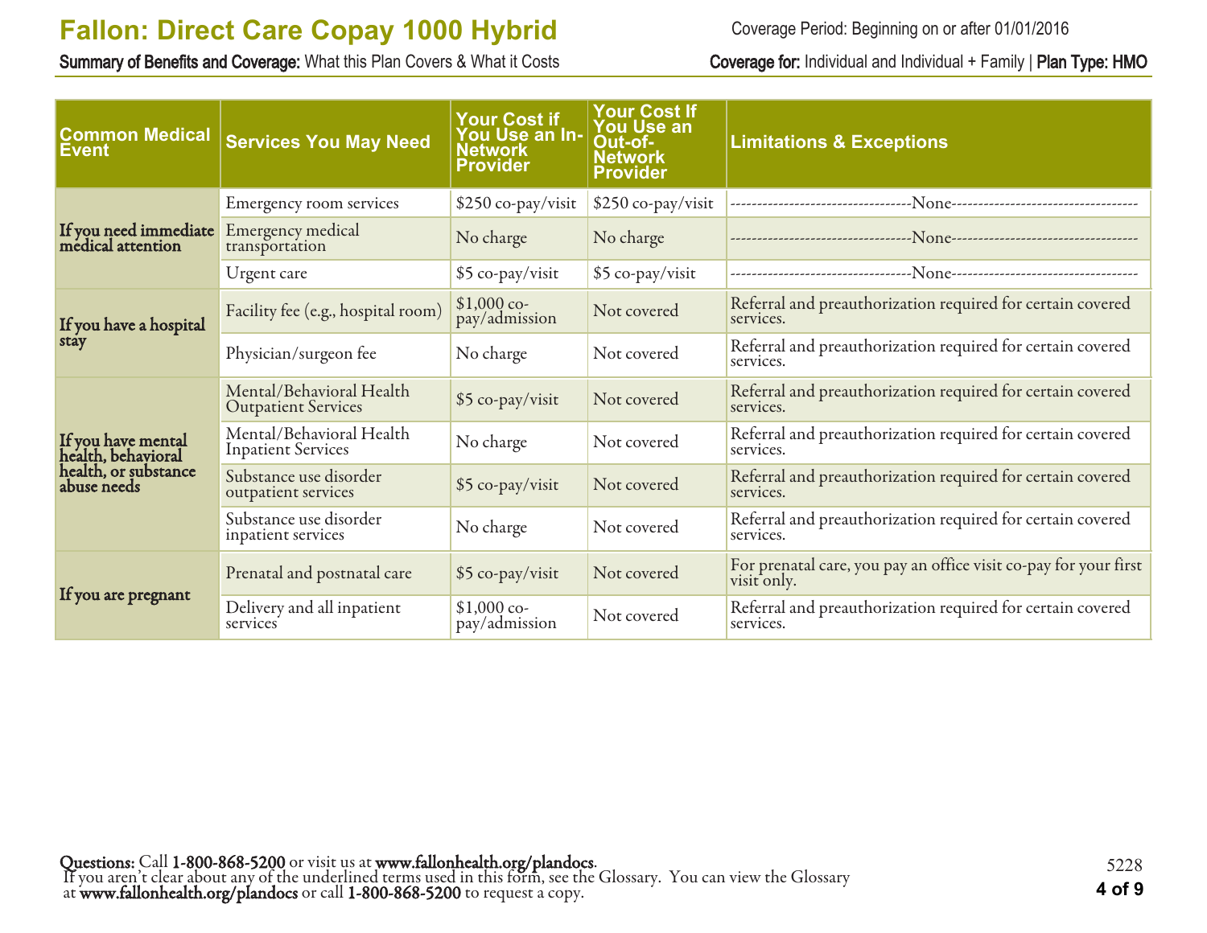# Fallon: Direct Care Copay 1000 Hybrid

**Summary of Benefits and Coverage:** What this Plan Covers & What it Costs

Coverage Period: Beginning on or after 01/01/2016

**Coverage for:** Individual and Individual + Family | **Plan Type: HMO**

| Common Medical Event | Services You May Need | Your Cost if You Use an In-Network Provider | Your Cost If You Use an Out-of-Network Provider | Limitations & Exceptions |
|---|---|---|---|---|
| **If you need immediate medical attention** | Emergency room services | $250 co-pay/visit | $250 co-pay/visit | ---------------------------------None---------------------------------- |
| | Emergency medical transportation | No charge | No charge | ---------------------------------None---------------------------------- |
| | Urgent care | $5 co-pay/visit | $5 co-pay/visit | ---------------------------------None---------------------------------- |
| **If you have a hospital stay** | Facility fee (e.g., hospital room) | $1,000 co-pay/admission | Not covered | Referral and preauthorization required for certain covered services. |
| | Physician/surgeon fee | No charge | Not covered | Referral and preauthorization required for certain covered services. |
| **If you have mental health, behavioral health, or substance abuse needs** | Mental/Behavioral Health Outpatient Services | $5 co-pay/visit | Not covered | Referral and preauthorization required for certain covered services. |
| | Mental/Behavioral Health Inpatient Services | No charge | Not covered | Referral and preauthorization required for certain covered services. |
| | Substance use disorder outpatient services | $5 co-pay/visit | Not covered | Referral and preauthorization required for certain covered services. |
| | Substance use disorder inpatient services | No charge | Not covered | Referral and preauthorization required for certain covered services. |
| **If you are pregnant** | Prenatal and postnatal care | $5 co-pay/visit | Not covered | For prenatal care, you pay an office visit co-pay for your first visit only. |
| | Delivery and all inpatient services | $1,000 co-pay/admission | Not covered | Referral and preauthorization required for certain covered services. |

**Questions:** Call **1-800-868-5200** or visit us at **www.fallonhealth.org/plandocs**.
If you aren't clear about any of the underlined terms used in this form, see the Glossary. You can view the Glossary at **www.fallonhealth.org/plandocs** or call **1-800-868-5200** to request a copy.

5228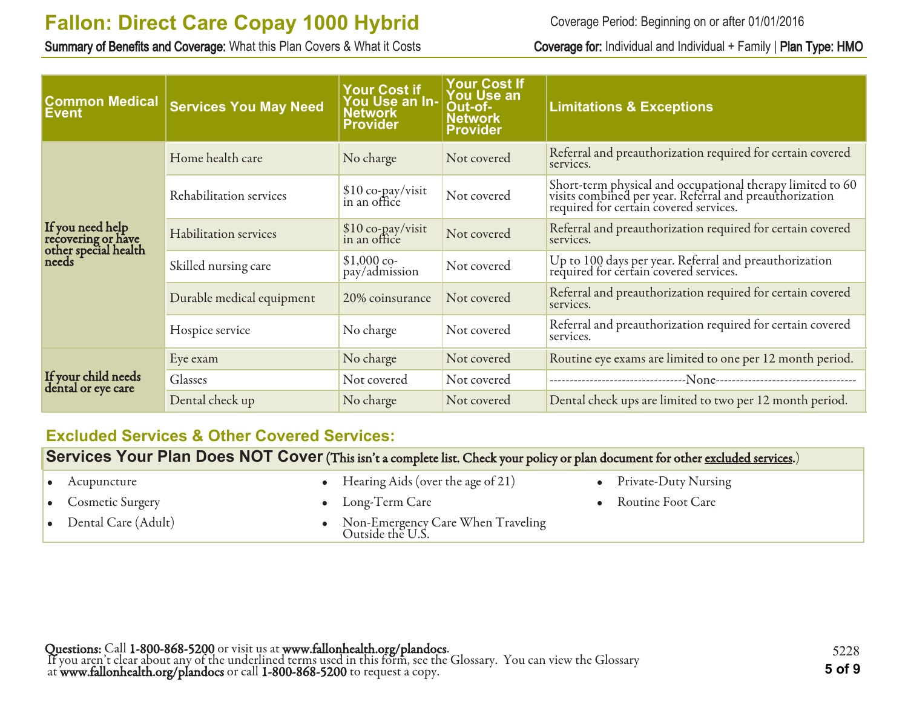| Common Medical Event | Services You May Need | Your Cost if You Use an In-Network Provider | Your Cost If You Use an Out-of-Network Provider | Limitations & Exceptions |
|---|---|---|---|---|
| If you need help recovering or have other special health needs | Home health care | No charge | Not covered | Referral and preauthorization required for certain covered services. |
| | Rehabilitation services | $10 co-pay/visit in an office | Not covered | Short-term physical and occupational therapy limited to 60 visits combined per year. Referral and preauthorization required for certain covered services. |
| | Habilitation services | $10 co-pay/visit in an office | Not covered | Referral and preauthorization required for certain covered services. |
| | Skilled nursing care | $1,000 co-pay/admission | Not covered | Up to 100 days per year. Referral and preauthorization required for certain covered services. |
| | Durable medical equipment | 20% coinsurance | Not covered | Referral and preauthorization required for certain covered services. |
| | Hospice service | No charge | Not covered | Referral and preauthorization required for certain covered services. |
| If your child needs dental or eye care | Eye exam | No charge | Not covered | Routine eye exams are limited to one per 12 month period. |
| | Glasses | Not covered | Not covered | ---------None--------- |
| | Dental check up | No charge | Not covered | Dental check ups are limited to two per 12 month period. |

## Excluded Services & Other Covered Services:

**Services Your Plan Does NOT Cover** (This isn't a complete list. Check your policy or plan document for other excluded services.)

- Acupuncture
- Cosmetic Surgery
- Dental Care (Adult)
- Hearing Aids (over the age of 21)
- Long-Term Care
- Non-Emergency Care When Traveling Outside the U.S.
- Private-Duty Nursing
- Routine Foot Care

**Questions:** Call **1-800-868-5200** or visit us at **www.fallonhealth.org/plandocs**.
If you aren't clear about any of the underlined terms used in this form, see the Glossary. You can view the Glossary at **www.fallonhealth.org/plandocs** or call **1-800-868-5200** to request a copy.

5228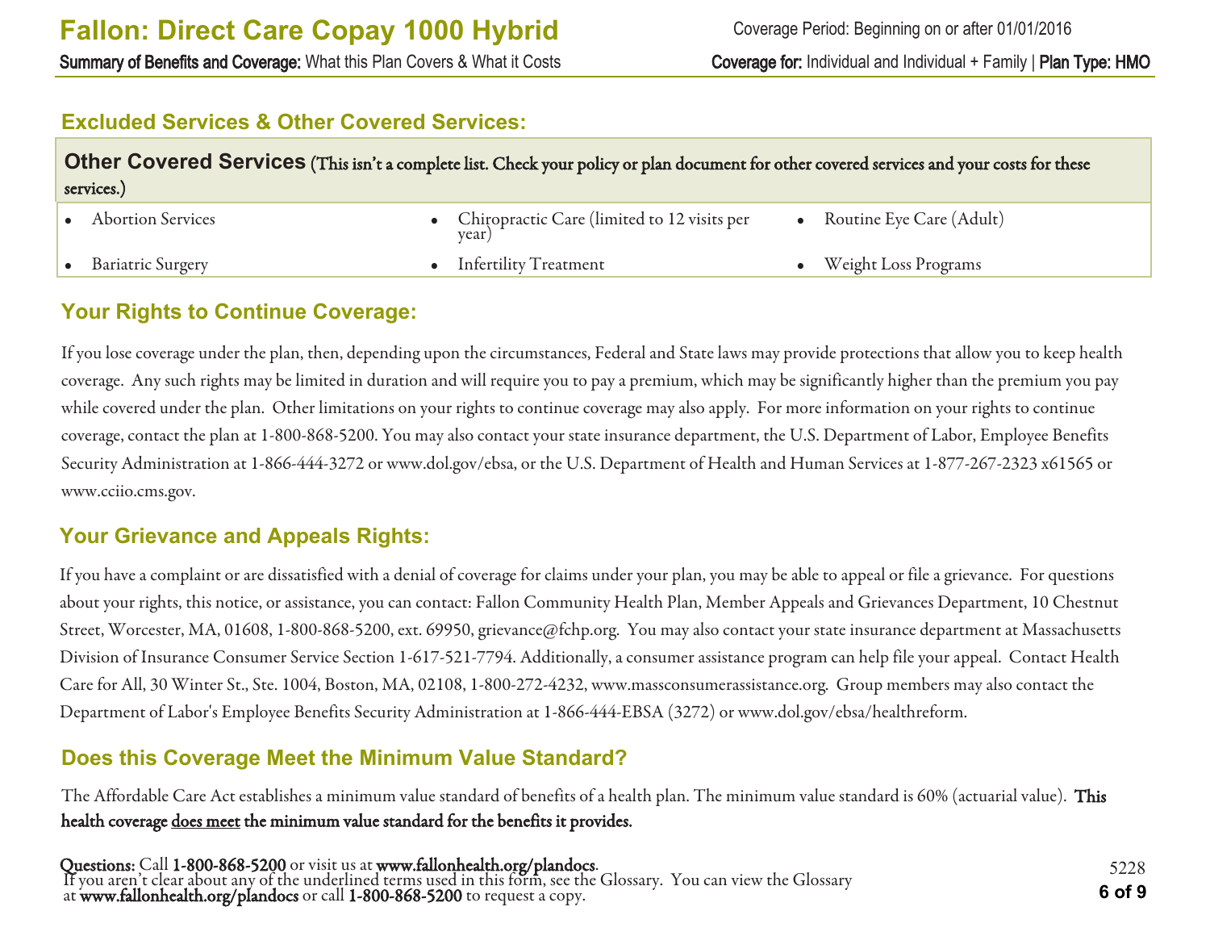## Excluded Services & Other Covered Services:

| **Other Covered Services** (This isn't a complete list. Check your policy or plan document for other covered services and your costs for these services.) | | |
|---|---|---|
| • Abortion Services | • Chiropractic Care (limited to 12 visits per year) | • Routine Eye Care (Adult) |
| • Bariatric Surgery | • Infertility Treatment | • Weight Loss Programs |

## Your Rights to Continue Coverage:

If you lose coverage under the plan, then, depending upon the circumstances, Federal and State laws may provide protections that allow you to keep health coverage. Any such rights may be limited in duration and will require you to pay a premium, which may be significantly higher than the premium you pay while covered under the plan. Other limitations on your rights to continue coverage may also apply. For more information on your rights to continue coverage, contact the plan at 1-800-868-5200. You may also contact your state insurance department, the U.S. Department of Labor, Employee Benefits Security Administration at 1-866-444-3272 or www.dol.gov/ebsa, or the U.S. Department of Health and Human Services at 1-877-267-2323 x61565 or www.cciio.cms.gov.

## Your Grievance and Appeals Rights:

If you have a complaint or are dissatisfied with a denial of coverage for claims under your plan, you may be able to appeal or file a grievance. For questions about your rights, this notice, or assistance, you can contact: Fallon Community Health Plan, Member Appeals and Grievances Department, 10 Chestnut Street, Worcester, MA, 01608, 1-800-868-5200, ext. 69950, grievance@fchp.org. You may also contact your state insurance department at Massachusetts Division of Insurance Consumer Service Section 1-617-521-7794. Additionally, a consumer assistance program can help file your appeal. Contact Health Care for All, 30 Winter St., Ste. 1004, Boston, MA, 02108, 1-800-272-4232, www.massconsumerassistance.org. Group members may also contact the Department of Labor's Employee Benefits Security Administration at 1-866-444-EBSA (3272) or www.dol.gov/ebsa/healthreform.

## Does this Coverage Meet the Minimum Value Standard?

The Affordable Care Act establishes a minimum value standard of benefits of a health plan. The minimum value standard is 60% (actuarial value). **This health coverage does meet the minimum value standard for the benefits it provides.**

**Questions:** Call **1-800-868-5200** or visit us at **www.fallonhealth.org/plandocs**.
If you aren't clear about any of the underlined terms used in this form, see the Glossary. You can view the Glossary at **www.fallonhealth.org/plandocs** or call **1-800-868-5200** to request a copy.

5228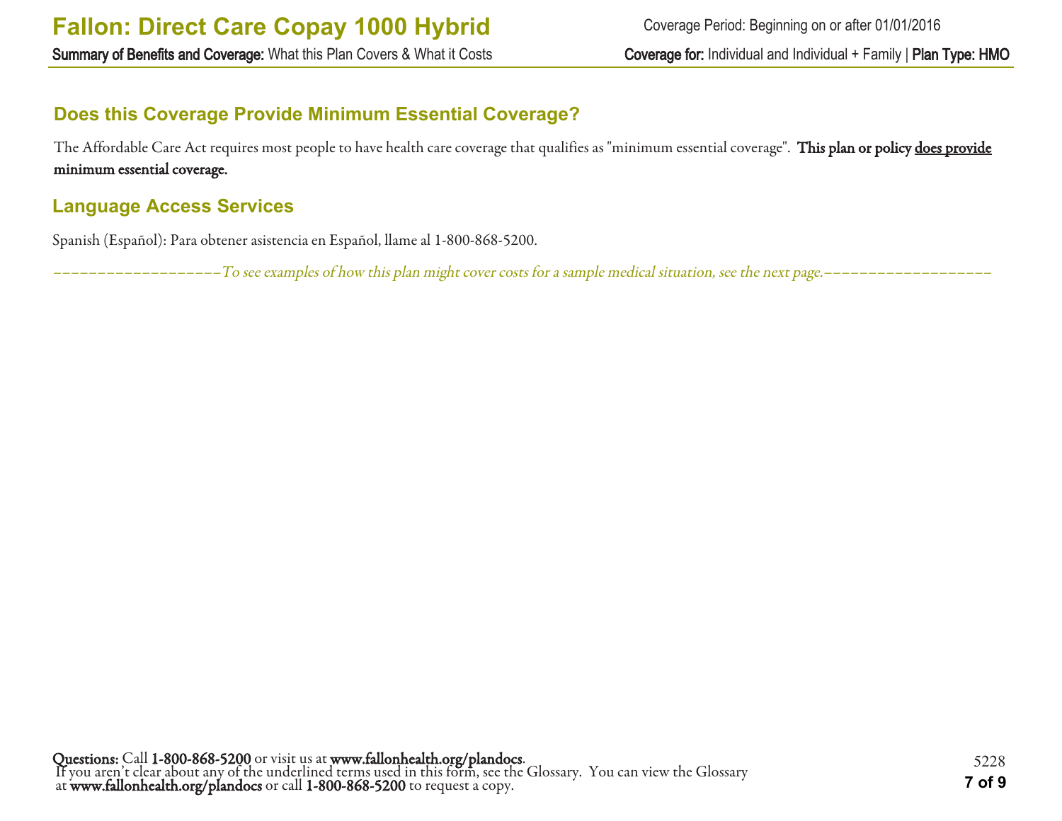## Does this Coverage Provide Minimum Essential Coverage?

The Affordable Care Act requires most people to have health care coverage that qualifies as "minimum essential coverage". **This plan or policy does provide minimum essential coverage.**

## Language Access Services

Spanish (Español): Para obtener asistencia en Español, llame al 1-800-868-5200.

*--------------------To see examples of how this plan might cover costs for a sample medical situation, see the next page.--------------------*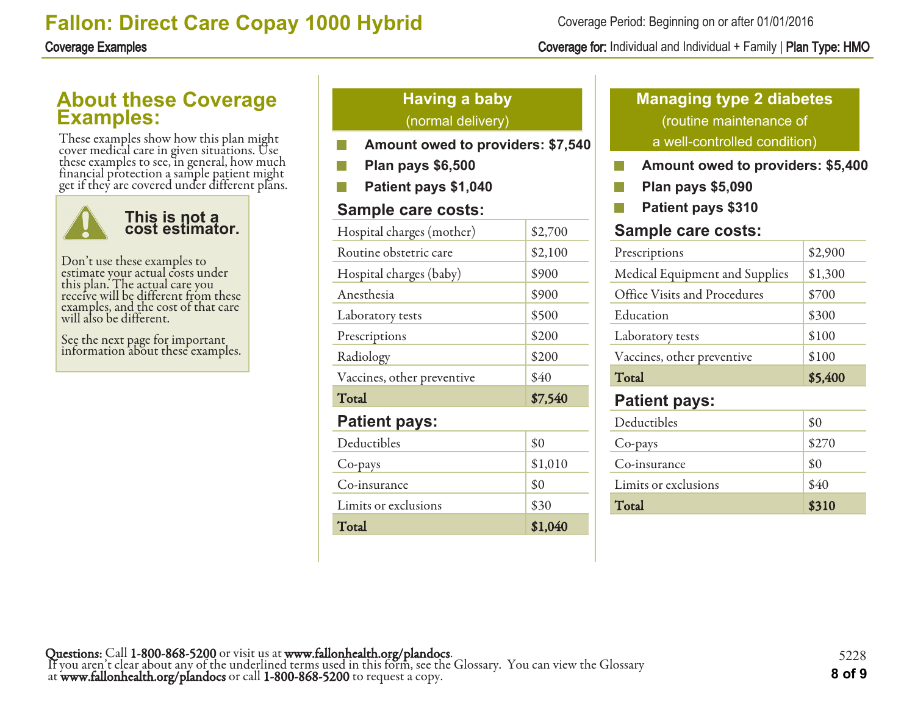# Fallon: Direct Care Copay 1000 Hybrid

Coverage Period: Beginning on or after 01/01/2016

**Coverage Examples**

**Coverage for:** Individual and Individual + Family | **Plan Type: HMO**

## About these Coverage Examples:

These examples show how this plan might cover medical care in given situations. Use these examples to see, in general, how much financial protection a sample patient might get if they are covered under different plans.

**This is not a cost estimator.**

Don't use these examples to estimate your actual costs under this plan. The actual care you receive will be different from these examples, and the cost of that care will also be different.

See the next page for important information about these examples.

## Having a baby (normal delivery)

- **Amount owed to providers: $7,540**
- **Plan pays $6,500**
- **Patient pays $1,040**

### Sample care costs:

| | |
|---|---|
| Hospital charges (mother) | $2,700 |
| Routine obstetric care | $2,100 |
| Hospital charges (baby) | $900 |
| Anesthesia | $900 |
| Laboratory tests | $500 |
| Prescriptions | $200 |
| Radiology | $200 |
| Vaccines, other preventive | $40 |
| **Total** | **$7,540** |

### Patient pays:

| | |
|---|---|
| Deductibles | $0 |
| Co-pays | $1,010 |
| Co-insurance | $0 |
| Limits or exclusions | $30 |
| **Total** | **$1,040** |

## Managing type 2 diabetes (routine maintenance of a well-controlled condition)

- **Amount owed to providers: $5,400**
- **Plan pays $5,090**
- **Patient pays $310**

### Sample care costs:

| | |
|---|---|
| Prescriptions | $2,900 |
| Medical Equipment and Supplies | $1,300 |
| Office Visits and Procedures | $700 |
| Education | $300 |
| Laboratory tests | $100 |
| Vaccines, other preventive | $100 |
| **Total** | **$5,400** |

### Patient pays:

| | |
|---|---|
| Deductibles | $0 |
| Co-pays | $270 |
| Co-insurance | $0 |
| Limits or exclusions | $40 |
| **Total** | **$310** |

**Questions:** Call **1-800-868-5200** or visit us at **www.fallonhealth.org/plandocs**.
If you aren't clear about any of the underlined terms used in this form, see the Glossary. You can view the Glossary at **www.fallonhealth.org/plandocs** or call **1-800-868-5200** to request a copy.

5228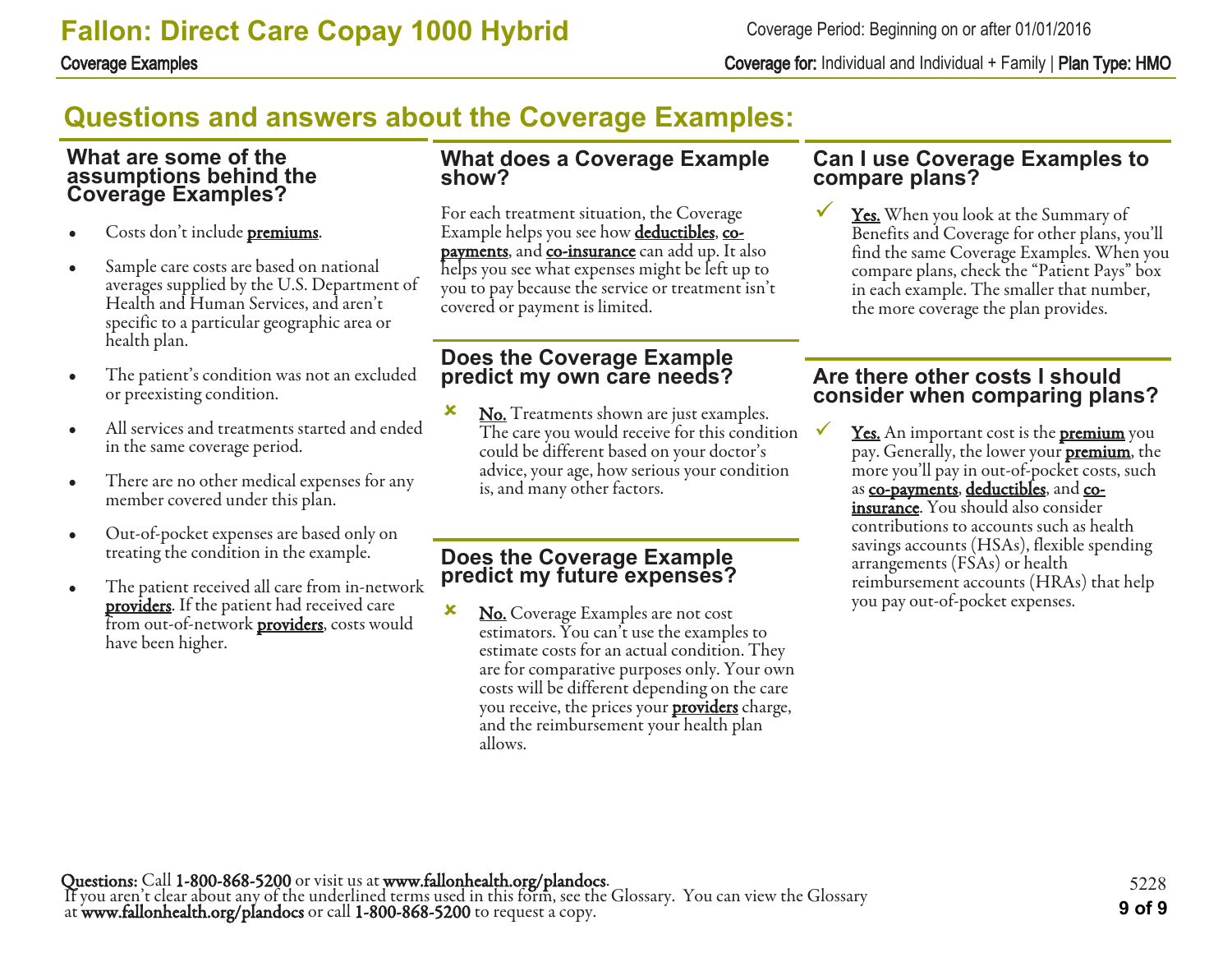## Questions and answers about the Coverage Examples:

### What are some of the assumptions behind the Coverage Examples?

- Costs don't include **premiums**.
- Sample care costs are based on national averages supplied by the U.S. Department of Health and Human Services, and aren't specific to a particular geographic area or health plan.
- The patient's condition was not an excluded or preexisting condition.
- All services and treatments started and ended in the same coverage period.
- There are no other medical expenses for any member covered under this plan.
- Out-of-pocket expenses are based only on treating the condition in the example.
- The patient received all care from in-network **providers**. If the patient had received care from out-of-network **providers**, costs would have been higher.

### What does a Coverage Example show?

For each treatment situation, the Coverage Example helps you see how **deductibles**, **co-payments**, and **co-insurance** can add up. It also helps you see what expenses might be left up to you to pay because the service or treatment isn't covered or payment is limited.

### Does the Coverage Example predict my own care needs?

✘ **No.** Treatments shown are just examples. The care you would receive for this condition could be different based on your doctor's advice, your age, how serious your condition is, and many other factors.

### Does the Coverage Example predict my future expenses?

✘ **No.** Coverage Examples are not cost estimators. You can't use the examples to estimate costs for an actual condition. They are for comparative purposes only. Your own costs will be different depending on the care you receive, the prices your **providers** charge, and the reimbursement your health plan allows.

### Can I use Coverage Examples to compare plans?

✓ **Yes.** When you look at the Summary of Benefits and Coverage for other plans, you'll find the same Coverage Examples. When you compare plans, check the "Patient Pays" box in each example. The smaller that number, the more coverage the plan provides.

### Are there other costs I should consider when comparing plans?

✓ **Yes.** An important cost is the **premium** you pay. Generally, the lower your **premium**, the more you'll pay in out-of-pocket costs, such as **co-payments**, **deductibles**, and **co-insurance**. You should also consider contributions to accounts such as health savings accounts (HSAs), flexible spending arrangements (FSAs) or health reimbursement accounts (HRAs) that help you pay out-of-pocket expenses.

**Questions:** Call **1-800-868-5200** or visit us at **www.fallonhealth.org/plandocs**.
If you aren't clear about any of the underlined terms used in this form, see the Glossary. You can view the Glossary at **www.fallonhealth.org/plandocs** or call **1-800-868-5200** to request a copy.

5228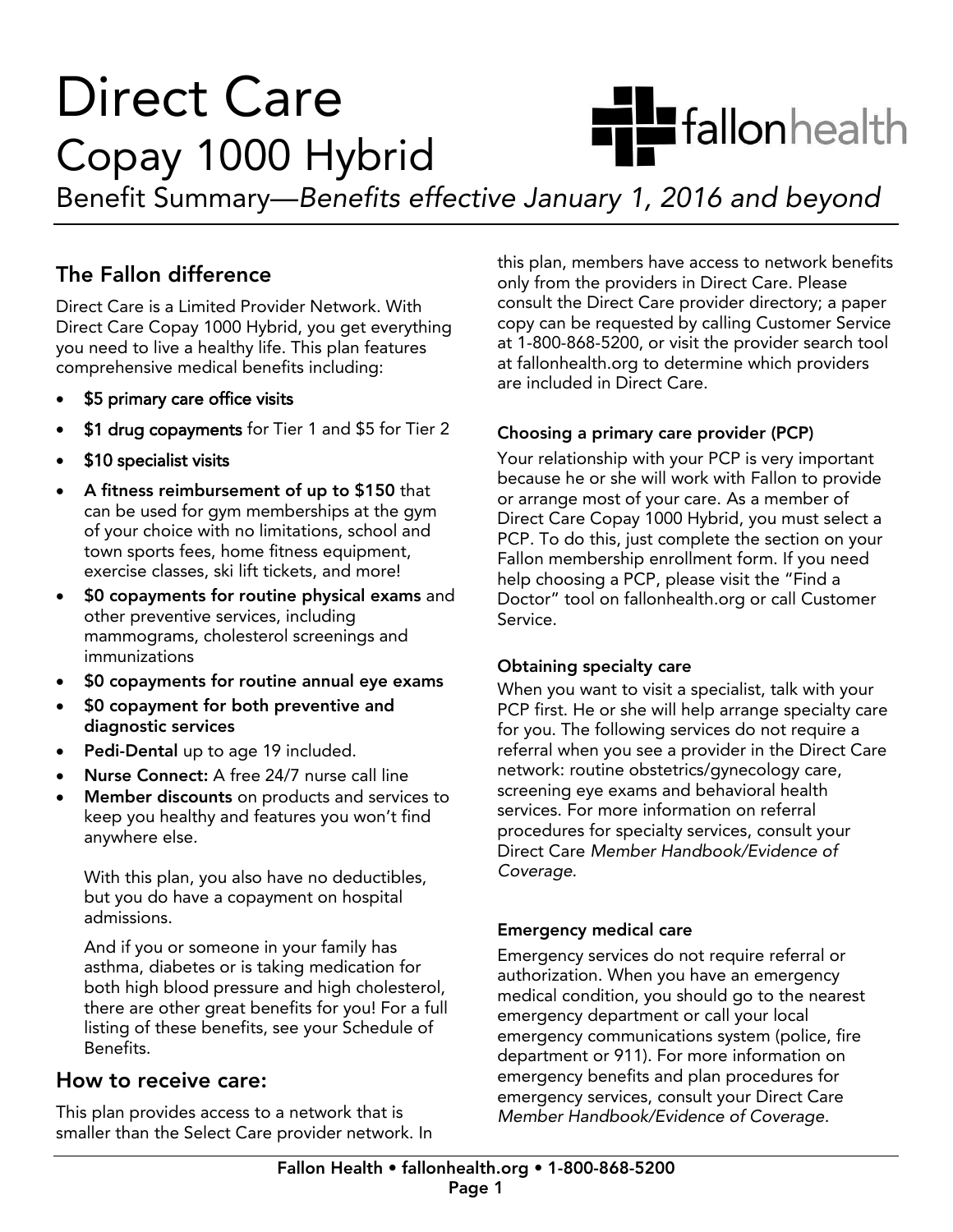# Direct Care
## Copay 1000 Hybrid

Benefit Summary—*Benefits effective January 1, 2016 and beyond*

## The Fallon difference

Direct Care is a Limited Provider Network. With Direct Care Copay 1000 Hybrid, you get everything you need to live a healthy life. This plan features comprehensive medical benefits including:

- **$5 primary care office visits**
- **$1 drug copayments** for Tier 1 and $5 for Tier 2
- **$10 specialist visits**
- **A fitness reimbursement of up to $150** that can be used for gym memberships at the gym of your choice with no limitations, school and town sports fees, home fitness equipment, exercise classes, ski lift tickets, and more!
- **$0 copayments for routine physical exams** and other preventive services, including mammograms, cholesterol screenings and immunizations
- **$0 copayments for routine annual eye exams**
- **$0 copayment for both preventive and diagnostic services**
- **Pedi-Dental** up to age 19 included.
- **Nurse Connect:** A free 24/7 nurse call line
- **Member discounts** on products and services to keep you healthy and features you won't find anywhere else.

  With this plan, you also have no deductibles, but you do have a copayment on hospital admissions.

  And if you or someone in your family has asthma, diabetes or is taking medication for both high blood pressure and high cholesterol, there are other great benefits for you! For a full listing of these benefits, see your Schedule of Benefits.

## How to receive care:

This plan provides access to a network that is smaller than the Select Care provider network. In this plan, members have access to network benefits only from the providers in Direct Care. Please consult the Direct Care provider directory; a paper copy can be requested by calling Customer Service at 1-800-868-5200, or visit the provider search tool at fallonhealth.org to determine which providers are included in Direct Care.

### Choosing a primary care provider (PCP)

Your relationship with your PCP is very important because he or she will work with Fallon to provide or arrange most of your care. As a member of Direct Care Copay 1000 Hybrid, you must select a PCP. To do this, just complete the section on your Fallon membership enrollment form. If you need help choosing a PCP, please visit the "Find a Doctor" tool on fallonhealth.org or call Customer Service.

### Obtaining specialty care

When you want to visit a specialist, talk with your PCP first. He or she will help arrange specialty care for you. The following services do not require a referral when you see a provider in the Direct Care network: routine obstetrics/gynecology care, screening eye exams and behavioral health services. For more information on referral procedures for specialty services, consult your Direct Care *Member Handbook/Evidence of Coverage.*

### Emergency medical care

Emergency services do not require referral or authorization. When you have an emergency medical condition, you should go to the nearest emergency department or call your local emergency communications system (police, fire department or 911). For more information on emergency benefits and plan procedures for emergency services, consult your Direct Care *Member Handbook/Evidence of Coverage.*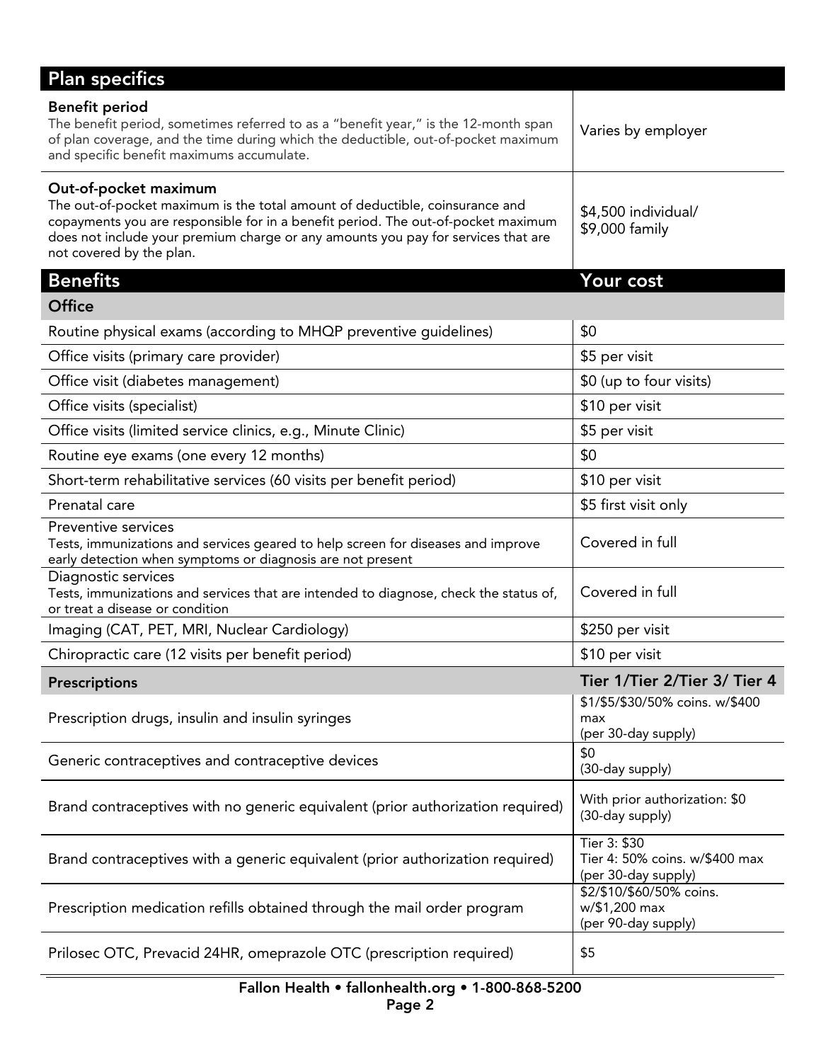| Plan specifics | |
|---|---|
| **Benefit period**<br>The benefit period, sometimes referred to as a "benefit year," is the 12-month span of plan coverage, and the time during which the deductible, out-of-pocket maximum and specific benefit maximums accumulate. | Varies by employer |
| **Out-of-pocket maximum**<br>The out-of-pocket maximum is the total amount of deductible, coinsurance and copayments you are responsible for in a benefit period. The out-of-pocket maximum does not include your premium charge or any amounts you pay for services that are not covered by the plan. | \$4,500 individual/<br>\$9,000 family |

| Benefits | Your cost |
|---|---|
| **Office** | |
| Routine physical exams (according to MHQP preventive guidelines) | \$0 |
| Office visits (primary care provider) | \$5 per visit |
| Office visit (diabetes management) | \$0 (up to four visits) |
| Office visits (specialist) | \$10 per visit |
| Office visits (limited service clinics, e.g., Minute Clinic) | \$5 per visit |
| Routine eye exams (one every 12 months) | \$0 |
| Short-term rehabilitative services (60 visits per benefit period) | \$10 per visit |
| Prenatal care | \$5 first visit only |
| Preventive services<br>Tests, immunizations and services geared to help screen for diseases and improve early detection when symptoms or diagnosis are not present | Covered in full |
| Diagnostic services<br>Tests, immunizations and services that are intended to diagnose, check the status of, or treat a disease or condition | Covered in full |
| Imaging (CAT, PET, MRI, Nuclear Cardiology) | \$250 per visit |
| Chiropractic care (12 visits per benefit period) | \$10 per visit |
| **Prescriptions** | **Tier 1/Tier 2/Tier 3/ Tier 4** |
| Prescription drugs, insulin and insulin syringes | \$1/\$5/\$30/50% coins. w/\$400 max<br>(per 30-day supply) |
| Generic contraceptives and contraceptive devices | \$0<br>(30-day supply) |
| Brand contraceptives with no generic equivalent (prior authorization required) | With prior authorization: \$0<br>(30-day supply) |
| Brand contraceptives with a generic equivalent (prior authorization required) | Tier 3: \$30<br>Tier 4: 50% coins. w/\$400 max<br>(per 30-day supply) |
| Prescription medication refills obtained through the mail order program | \$2/\$10/\$60/50% coins.<br>w/\$1,200 max<br>(per 90-day supply) |
| Prilosec OTC, Prevacid 24HR, omeprazole OTC (prescription required) | \$5 |

Fallon Health • fallonhealth.org • 1-800-868-5200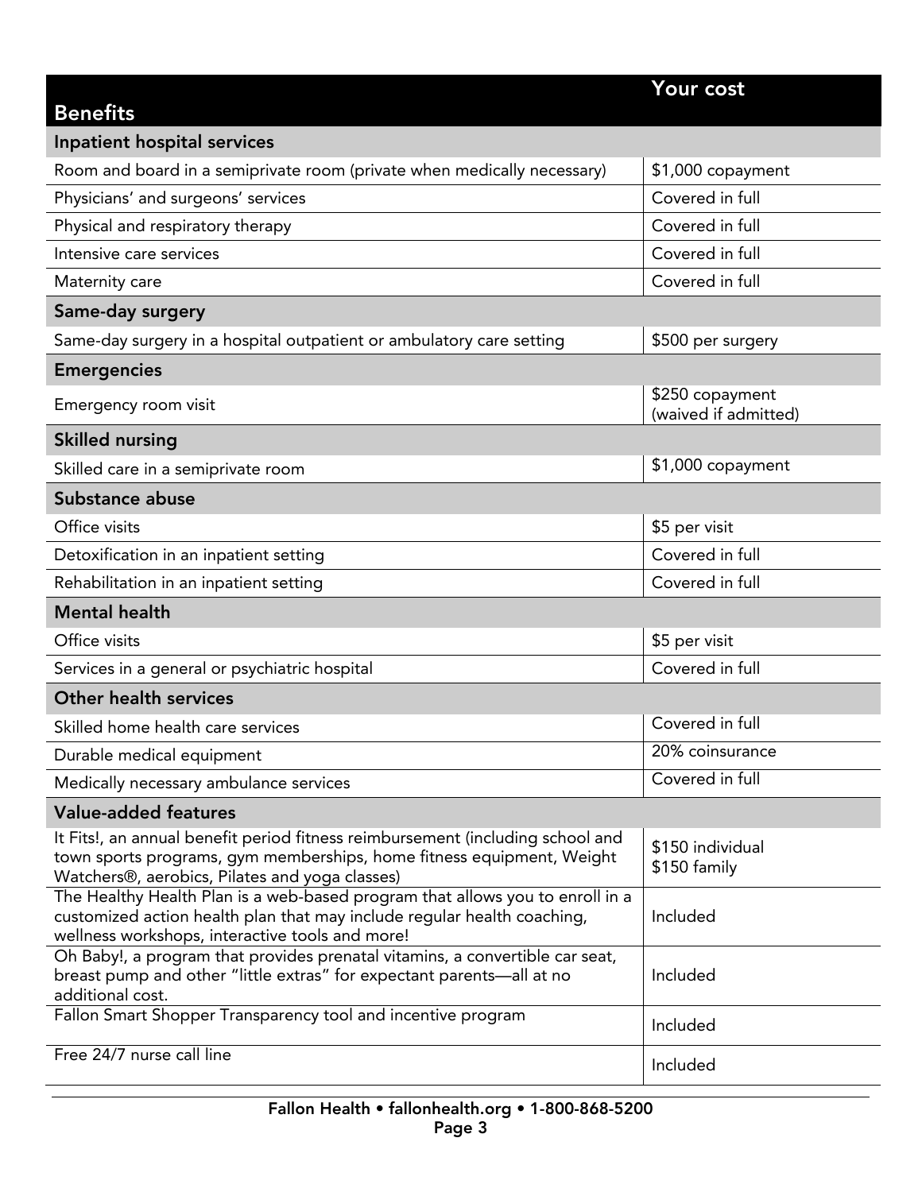| Benefits | Your cost |
| --- | --- |
| **Inpatient hospital services** | |
| Room and board in a semiprivate room (private when medically necessary) | $1,000 copayment |
| Physicians' and surgeons' services | Covered in full |
| Physical and respiratory therapy | Covered in full |
| Intensive care services | Covered in full |
| Maternity care | Covered in full |
| **Same-day surgery** | |
| Same-day surgery in a hospital outpatient or ambulatory care setting | $500 per surgery |
| **Emergencies** | |
| Emergency room visit | $250 copayment (waived if admitted) |
| **Skilled nursing** | |
| Skilled care in a semiprivate room | $1,000 copayment |
| **Substance abuse** | |
| Office visits | $5 per visit |
| Detoxification in an inpatient setting | Covered in full |
| Rehabilitation in an inpatient setting | Covered in full |
| **Mental health** | |
| Office visits | $5 per visit |
| Services in a general or psychiatric hospital | Covered in full |
| **Other health services** | |
| Skilled home health care services | Covered in full |
| Durable medical equipment | 20% coinsurance |
| Medically necessary ambulance services | Covered in full |
| **Value-added features** | |
| It Fits!, an annual benefit period fitness reimbursement (including school and town sports programs, gym memberships, home fitness equipment, Weight Watchers®, aerobics, Pilates and yoga classes) | $150 individual<br>$150 family |
| The Healthy Health Plan is a web-based program that allows you to enroll in a customized action health plan that may include regular health coaching, wellness workshops, interactive tools and more! | Included |
| Oh Baby!, a program that provides prenatal vitamins, a convertible car seat, breast pump and other "little extras" for expectant parents—all at no additional cost. | Included |
| Fallon Smart Shopper Transparency tool and incentive program | Included |
| Free 24/7 nurse call line | Included |

Fallon Health • fallonhealth.org • 1-800-868-5200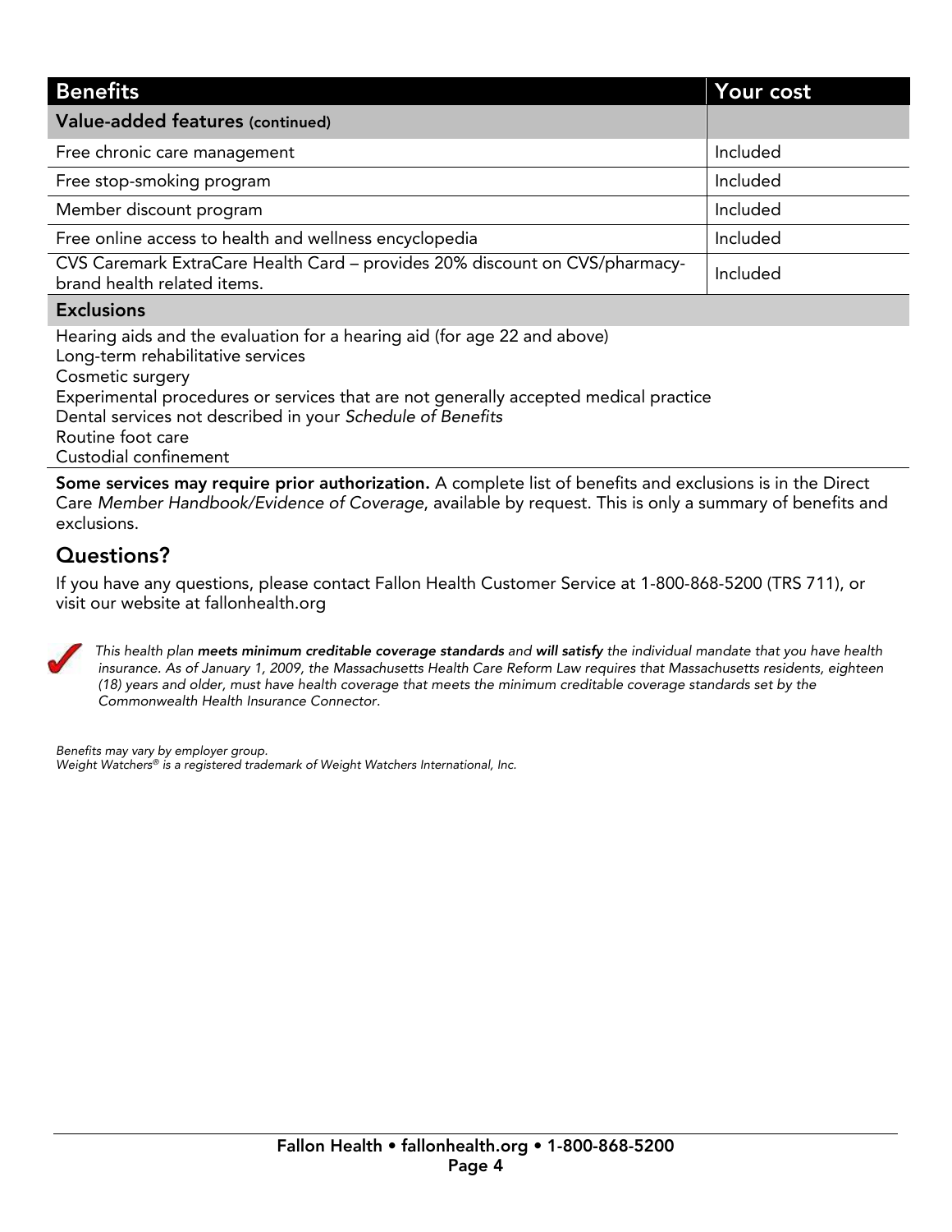| Benefits | Your cost |
|---|---|
| **Value-added features** (continued) | |
| Free chronic care management | Included |
| Free stop-smoking program | Included |
| Member discount program | Included |
| Free online access to health and wellness encyclopedia | Included |
| CVS Caremark ExtraCare Health Card – provides 20% discount on CVS/pharmacy-brand health related items. | Included |

**Exclusions**

Hearing aids and the evaluation for a hearing aid (for age 22 and above)
Long-term rehabilitative services
Cosmetic surgery
Experimental procedures or services that are not generally accepted medical practice
Dental services not described in your *Schedule of Benefits*
Routine foot care
Custodial confinement

**Some services may require prior authorization.** A complete list of benefits and exclusions is in the Direct Care *Member Handbook/Evidence of Coverage*, available by request. This is only a summary of benefits and exclusions.

## Questions?

If you have any questions, please contact Fallon Health Customer Service at 1-800-868-5200 (TRS 711), or visit our website at fallonhealth.org

*This health plan **meets minimum creditable coverage standards** and **will satisfy** the individual mandate that you have health insurance. As of January 1, 2009, the Massachusetts Health Care Reform Law requires that Massachusetts residents, eighteen (18) years and older, must have health coverage that meets the minimum creditable coverage standards set by the Commonwealth Health Insurance Connector.*

*Benefits may vary by employer group.*
*Weight Watchers® is a registered trademark of Weight Watchers International, Inc.*